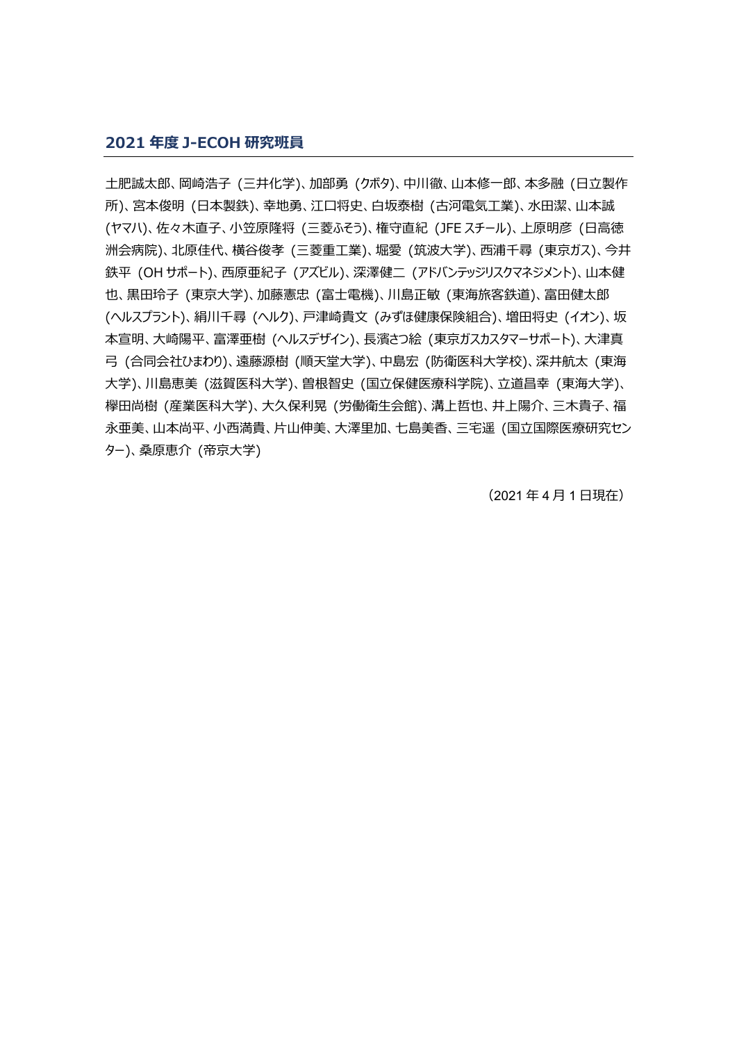## 2021 年度 J-ECOH 研究班員

土肥誠太郎、岡崎浩子（三井化学)、加部勇（クボタ)、中川徹、山本修一郎、本多融（日立製作所)、宮本俊明（日本製鉄)、幸地勇、江口将史、白坂泰樹（古河電気工業)、水田潔、山本誠(ヤマハ)、佐々木直子、小笠原隆将（三菱ふそう)、権守直紀（JFE スチール)、上原明彦（日高徳洲会病院)、北原佳代、横谷俊孝（三菱重工業)、堀愛（筑波大学)、西浦千尋（東京ガス)、今井鉄平（OH サポート)、西原亜紀子（アズビル)、深澤健二（アドバンテッジリスクマネジメント)、山本健也、黒田玲子（東京大学)、加藤憲忠（富士電機)、川島正敏（東海旅客鉄道)、富田健太郎(ヘルスプラント)、絹川千尋（ヘルク)、戸津崎貴文（みずほ健康保険組合)、増田将史（イオン)、坂本宣明、大崎陽平、富澤亜樹（ヘルスデザイン)、長濱さつ絵（東京ガスカスタマーサポート)、大津真弓（合同会社ひまわり)、遠藤源樹（順天堂大学)、中島宏（防衛医科大学校)、深井航太（東海大学)、川島恵美（滋賀医科大学)、曽根智史（国立保健医療科学院)、立道昌幸（東海大学)、欅田尚樹（産業医科大学)、大久保利晃（労働衛生会館)、溝上哲也、井上陽介、三木貴子、福永亜美、山本尚平、小西満貴、片山伸美、大澤里加、七島美香、三宅遥（国立国際医療研究センター)、桑原恵介（帝京大学)

（2021 年 4 月 1 日現在）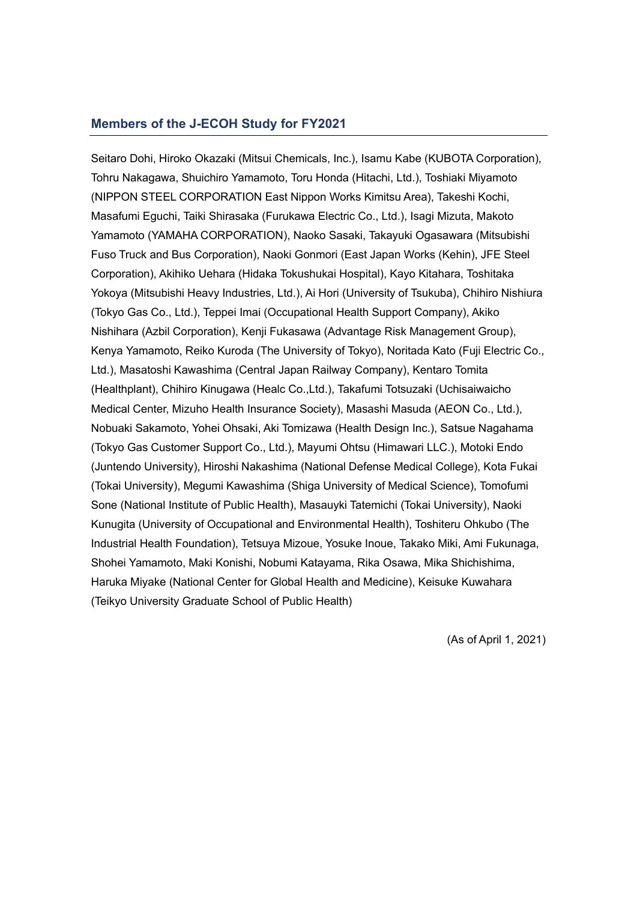## Members of the J-ECOH Study for FY2021

Seitaro Dohi, Hiroko Okazaki (Mitsui Chemicals, Inc.), Isamu Kabe (KUBOTA Corporation), Tohru Nakagawa, Shuichiro Yamamoto, Toru Honda (Hitachi, Ltd.), Toshiaki Miyamoto (NIPPON STEEL CORPORATION East Nippon Works Kimitsu Area), Takeshi Kochi, Masafumi Eguchi, Taiki Shirasaka (Furukawa Electric Co., Ltd.), Isagi Mizuta, Makoto Yamamoto (YAMAHA CORPORATION), Naoko Sasaki, Takayuki Ogasawara (Mitsubishi Fuso Truck and Bus Corporation), Naoki Gonmori (East Japan Works (Kehin), JFE Steel Corporation), Akihiko Uehara (Hidaka Tokushukai Hospital), Kayo Kitahara, Toshitaka Yokoya (Mitsubishi Heavy Industries, Ltd.), Ai Hori (University of Tsukuba), Chihiro Nishiura (Tokyo Gas Co., Ltd.), Teppei Imai (Occupational Health Support Company), Akiko Nishihara (Azbil Corporation), Kenji Fukasawa (Advantage Risk Management Group), Kenya Yamamoto, Reiko Kuroda (The University of Tokyo), Noritada Kato (Fuji Electric Co., Ltd.), Masatoshi Kawashima (Central Japan Railway Company), Kentaro Tomita (Healthplant), Chihiro Kinugawa (Healc Co.,Ltd.), Takafumi Totsuzaki (Uchisaiwaicho Medical Center, Mizuho Health Insurance Society), Masashi Masuda (AEON Co., Ltd.), Nobuaki Sakamoto, Yohei Ohsaki, Aki Tomizawa (Health Design Inc.), Satsue Nagahama (Tokyo Gas Customer Support Co., Ltd.), Mayumi Ohtsu (Himawari LLC.), Motoki Endo (Juntendo University), Hiroshi Nakashima (National Defense Medical College), Kota Fukai (Tokai University), Megumi Kawashima (Shiga University of Medical Science), Tomofumi Sone (National Institute of Public Health), Masauyki Tatemichi (Tokai University), Naoki Kunugita (University of Occupational and Environmental Health), Toshiteru Ohkubo (The Industrial Health Foundation), Tetsuya Mizoue, Yosuke Inoue, Takako Miki, Ami Fukunaga, Shohei Yamamoto, Maki Konishi, Nobumi Katayama, Rika Osawa, Mika Shichishima, Haruka Miyake (National Center for Global Health and Medicine), Keisuke Kuwahara (Teikyo University Graduate School of Public Health)

(As of April 1, 2021)